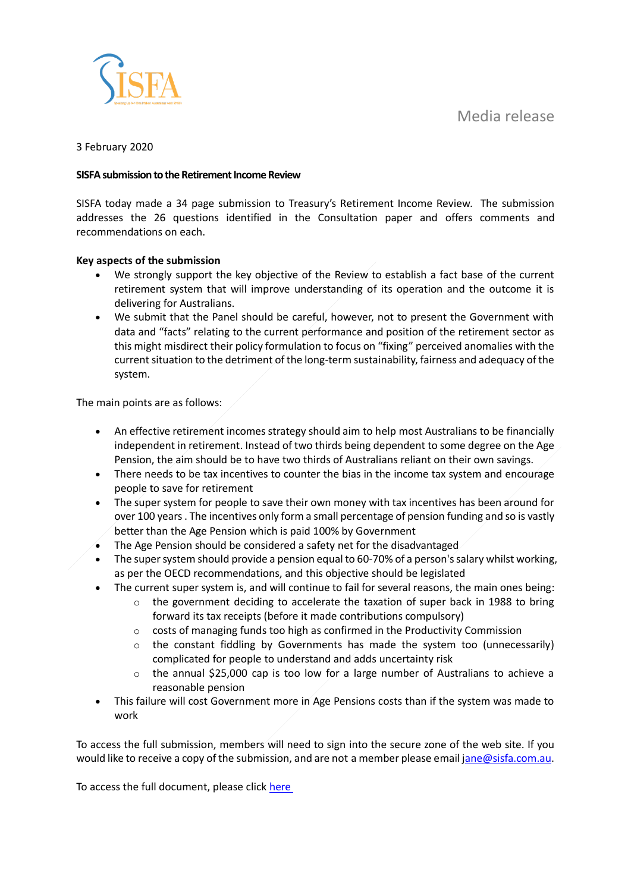Media release

3 February 2020

**SISFA submission to the Retirement Income Review**

SISFA today made a 34 page submission to Treasury's Retirement Income Review. The submission addresses the 26 questions identified in the Consultation paper and offers comments and recommendations on each.

**Key aspects of the submission**

- We strongly support the key objective of the Review to establish a fact base of the current retirement system that will improve understanding of its operation and the outcome it is delivering for Australians.
- We submit that the Panel should be careful, however, not to present the Government with data and "facts" relating to the current performance and position of the retirement sector as this might misdirect their policy formulation to focus on "fixing" perceived anomalies with the current situation to the detriment of the long-term sustainability, fairness and adequacy of the system.

The main points are as follows:

- An effective retirement incomes strategy should aim to help most Australians to be financially independent in retirement. Instead of two thirds being dependent to some degree on the Age Pension, the aim should be to have two thirds of Australians reliant on their own savings.
- There needs to be tax incentives to counter the bias in the income tax system and encourage people to save for retirement
- The super system for people to save their own money with tax incentives has been around for over 100 years . The incentives only form a small percentage of pension funding and so is vastly better than the Age Pension which is paid 100% by Government
- The Age Pension should be considered a safety net for the disadvantaged
- The super system should provide a pension equal to 60-70% of a person's salary whilst working, as per the OECD recommendations, and this objective should be legislated
- The current super system is, and will continue to fail for several reasons, the main ones being:
  - the government deciding to accelerate the taxation of super back in 1988 to bring forward its tax receipts (before it made contributions compulsory)
  - costs of managing funds too high as confirmed in the Productivity Commission
  - the constant fiddling by Governments has made the system too (unnecessarily) complicated for people to understand and adds uncertainty risk
  - the annual $25,000 cap is too low for a large number of Australians to achieve a reasonable pension
- This failure will cost Government more in Age Pensions costs than if the system was made to work

To access the full submission, members will need to sign into the secure zone of the web site. If you would like to receive a copy of the submission, and are not a member please email jane@sisfa.com.au.

To access the full document, please click here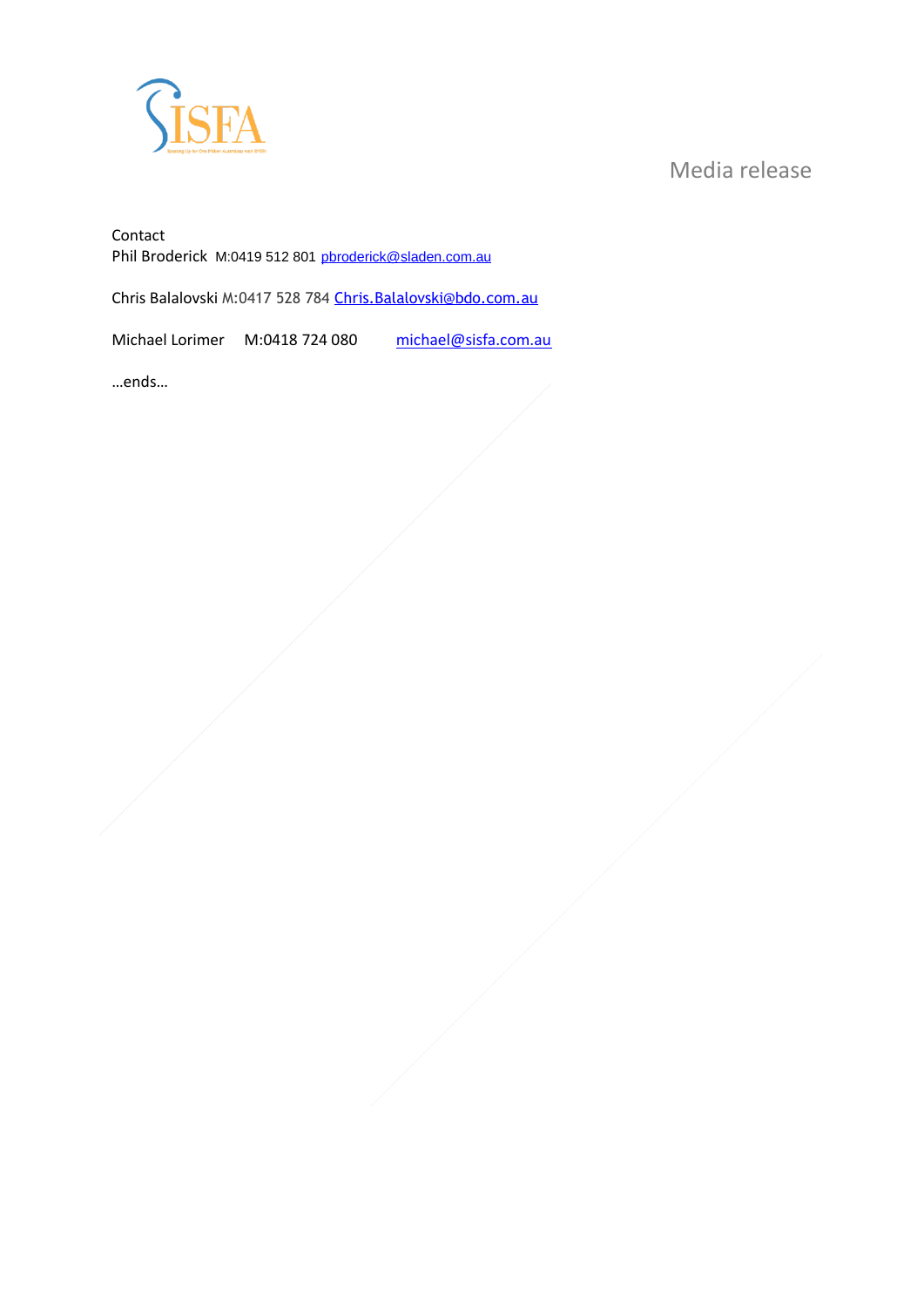Media release

Contact

Phil Broderick M:0419 512 801 pbroderick@sladen.com.au

Chris Balalovski M:0417 528 784 Chris.Balalovski@bdo.com.au

Michael Lorimer M:0418 724 080 michael@sisfa.com.au

…ends…